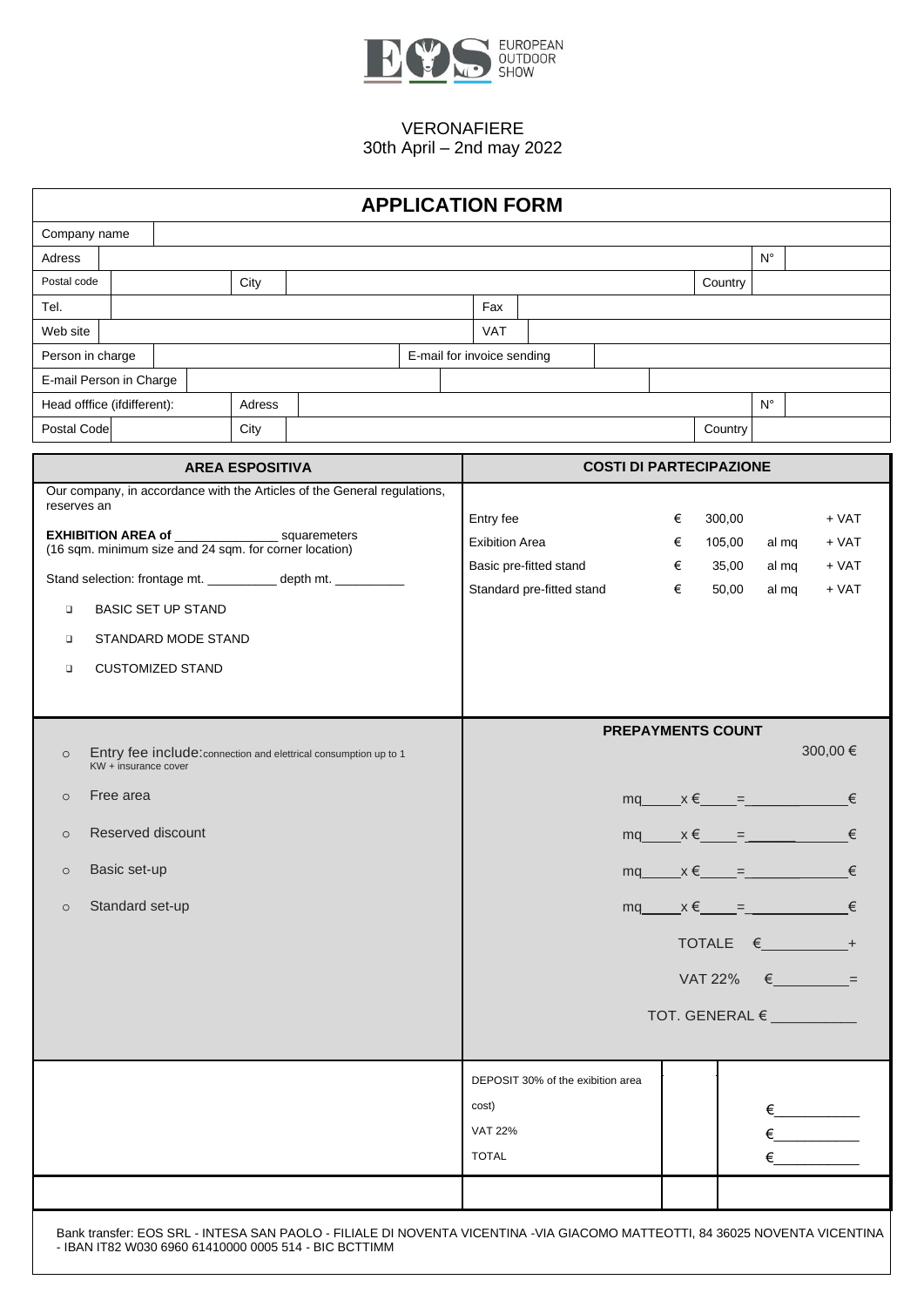EUROPEAN OUTDOOR SHOW

VERONAFIERE
30th April – 2nd may 2022

# APPLICATION FORM

| Company name | | | | | |
|---|---|---|---|---|---|
| Adress | | | | N° | |
| Postal code | | City | | Country | |
| Tel. | | Fax | | | |
| Web site | | VAT | | | |
| Person in charge | | E-mail for invoice sending | | | |
| E-mail Person in Charge | | | | | |
| Head offfice (ifdifferent): | | Adress | | N° | |
| Postal Code | | City | | Country | |

| AREA ESPOSITIVA | COSTI DI PARTECIPAZIONE |
|---|---|
| Our company, in accordance with the Articles of the General regulations, reserves an<br><br>**EXHIBITION AREA of** _______________ squaremeters<br>(16 sqm. minimum size and 24 sqm. for corner location)<br><br>Stand selection: frontage mt. __________ depth mt. __________<br><br>❑ BASIC SET UP STAND<br>❑ STANDARD MODE STAND<br>❑ CUSTOMIZED STAND | Entry fee € 300,00 + VAT<br>Exibition Area € 105,00 al mq + VAT<br>Basic pre-fitted stand € 35,00 al mq + VAT<br>Standard pre-fitted stand € 50,00 al mq + VAT |

| | PREPAYMENTS COUNT |
|---|---|
| ○ Entry fee include: connection and elettrical consumption up to 1 KW + insurance cover | 300,00 € |
| ○ Free area | mq_____x €_____=_____________€ |
| ○ Reserved discount | mq_____x €_____=_____________€ |
| ○ Basic set-up | mq_____x €_____=_____________€ |
| ○ Standard set-up | mq_____x €_____=_____________€ |
| | TOTALE €___________+ |
| | VAT 22% €__________= |
| | TOT. GENERAL € ___________ |

| | | | |
|---|---|---|---|
| | DEPOSIT 30% of the exibition area cost) | | €___________ |
| | VAT 22% | | €___________ |
| | TOTAL | | €___________ |

Bank transfer: EOS SRL - INTESA SAN PAOLO - FILIALE DI NOVENTA VICENTINA -VIA GIACOMO MATTEOTTI, 84 36025 NOVENTA VICENTINA - IBAN IT82 W030 6960 61410000 0005 514 - BIC BCTTIMM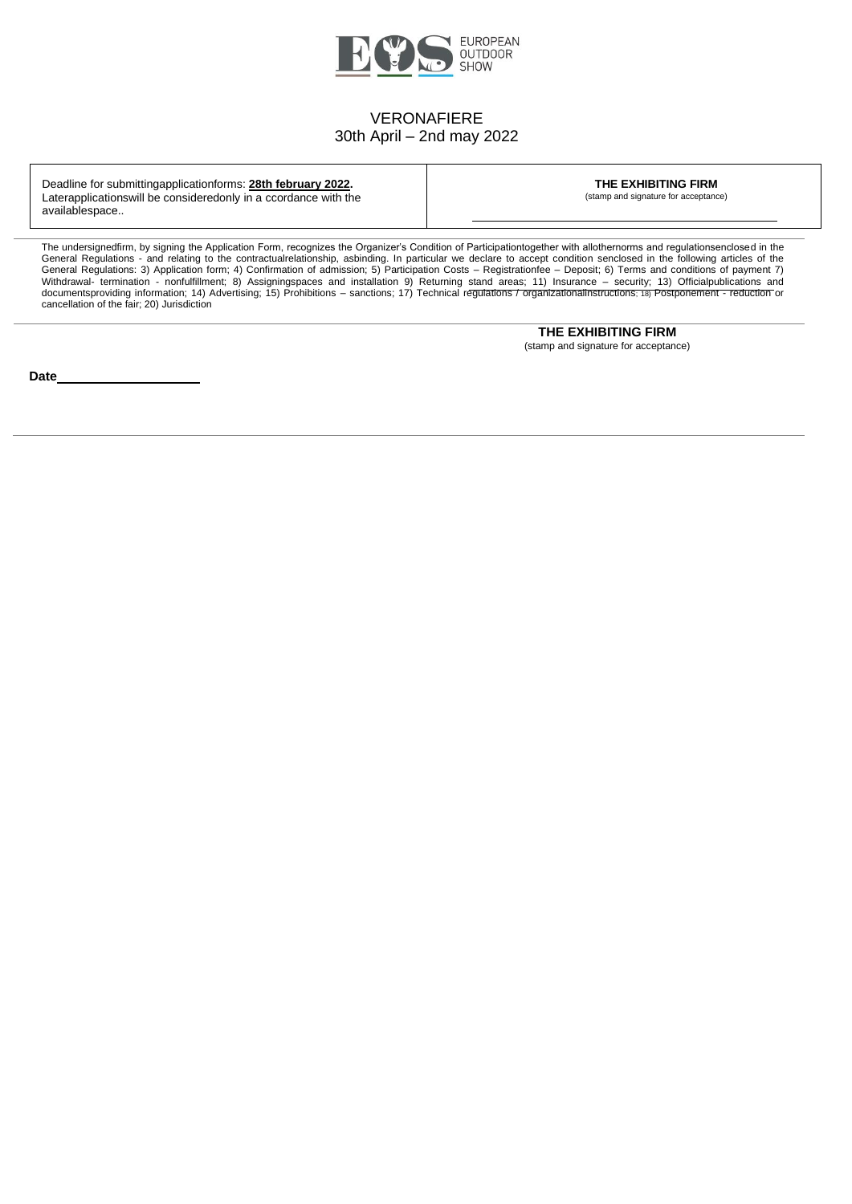EUROPEAN OUTDOOR SHOW

VERONAFIERE
30th April – 2nd may 2022

| Deadline for submittingapplicationforms: **28th february 2022.** Laterapplicationswill be consideredonly in a ccordance with the availablespace.. | **THE EXHIBITING FIRM** (stamp and signature for acceptance) |
|---|---|

The undersignedfirm, by signing the Application Form, recognizes the Organizer's Condition of Participationtogether with allothernorms and regulationsenclosed in the General Regulations - and relating to the contractualrelationship, asbinding. In particular we declare to accept condition senclosed in the following articles of the General Regulations: 3) Application form; 4) Confirmation of admission; 5) Participation Costs – Registrationfee – Deposit; 6) Terms and conditions of payment 7) Withdrawal- termination - nonfulfillment; 8) Assigningspaces and installation 9) Returning stand areas; 11) Insurance – security; 13) Officialpublications and documentsproviding information; 14) Advertising; 15) Prohibitions – sanctions; 17) Technical regulations / organizationalinstructions; 18) Postponement - reduction or cancellation of the fair; 20) Jurisdiction

**THE EXHIBITING FIRM**
(stamp and signature for acceptance)

**Date**____________________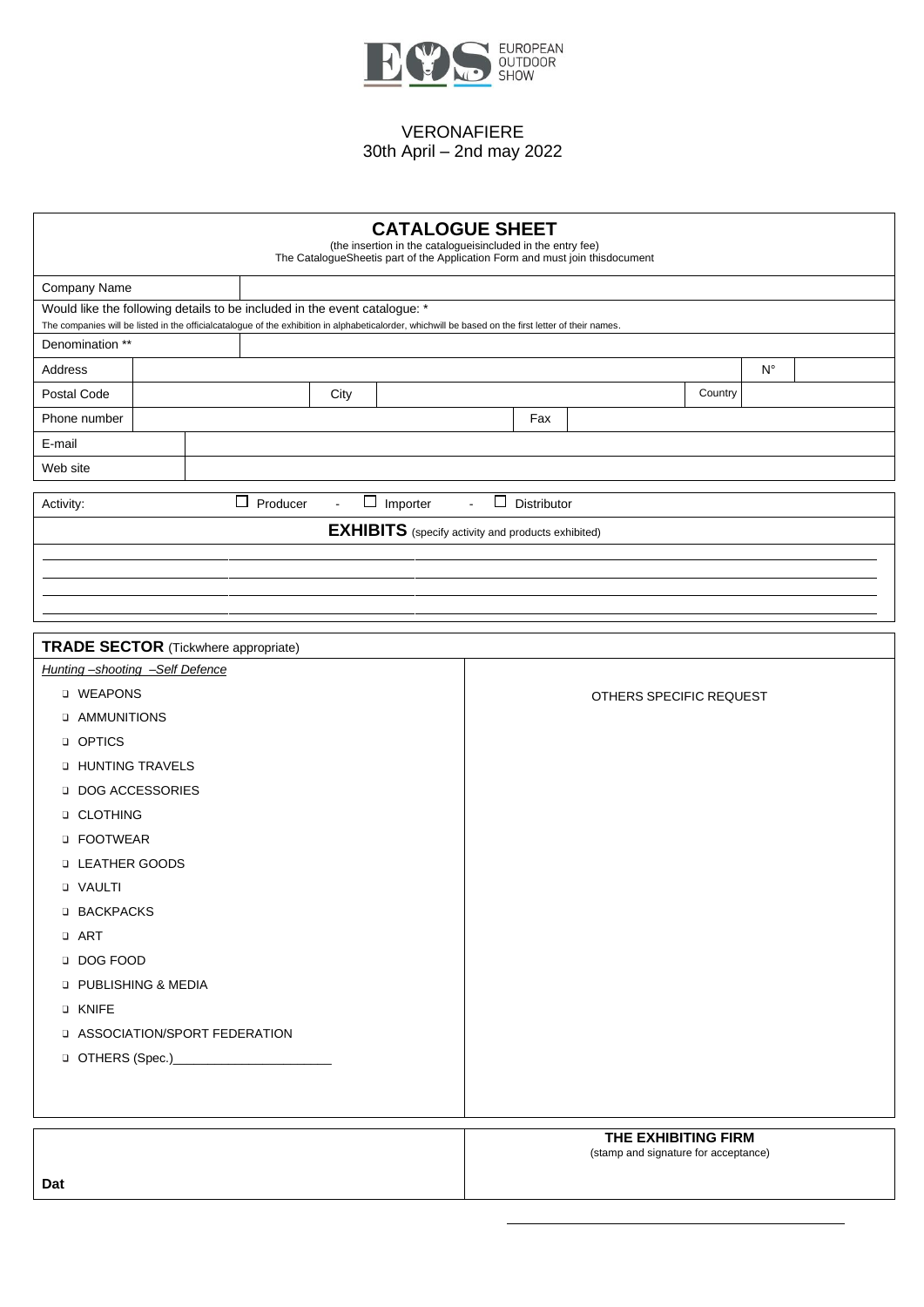EUROPEAN OUTDOOR SHOW

VERONAFIERE
30th April – 2nd may 2022

## CATALOGUE SHEET

(the insertion in the catalogueisincluded in the entry fee)
The CatalogueSheetis part of the Application Form and must join thisdocument

| Company Name | |
|---|---|

Would like the following details to be included in the event catalogue: *
The companies will be listed in the officialcatalogue of the exhibition in alphabeticalorder, whichwill be based on the first letter of their names.

| Denomination ** | | | | | |
|---|---|---|---|---|---|
| Address | | | | N° | |
| Postal Code | | City | | Country | |
| Phone number | | Fax | | | |
| E-mail | | | | | |
| Web site | | | | | |

Activity: ☐ Producer - ☐ Importer - ☐ Distributor

**EXHIBITS** (specify activity and products exhibited)

_______________________________________________

_______________________________________________

_______________________________________________

_______________________________________________

**TRADE SECTOR** (Tickwhere appropriate)

*Hunting –shooting –Self Defence*

- ❑ WEAPONS
- ❑ AMMUNITIONS
- ❑ OPTICS
- ❑ HUNTING TRAVELS
- ❑ DOG ACCESSORIES
- ❑ CLOTHING
- ❑ FOOTWEAR
- ❑ LEATHER GOODS
- ❑ VAULTI
- ❑ BACKPACKS
- ❑ ART
- ❑ DOG FOOD
- ❑ PUBLISHING & MEDIA
- ❑ KNIFE
- ❑ ASSOCIATION/SPORT FEDERATION
- ❑ OTHERS (Spec.)______________________

OTHERS SPECIFIC REQUEST

| Dat | **THE EXHIBITING FIRM** (stamp and signature for acceptance) |
|---|---|

_______________________________________________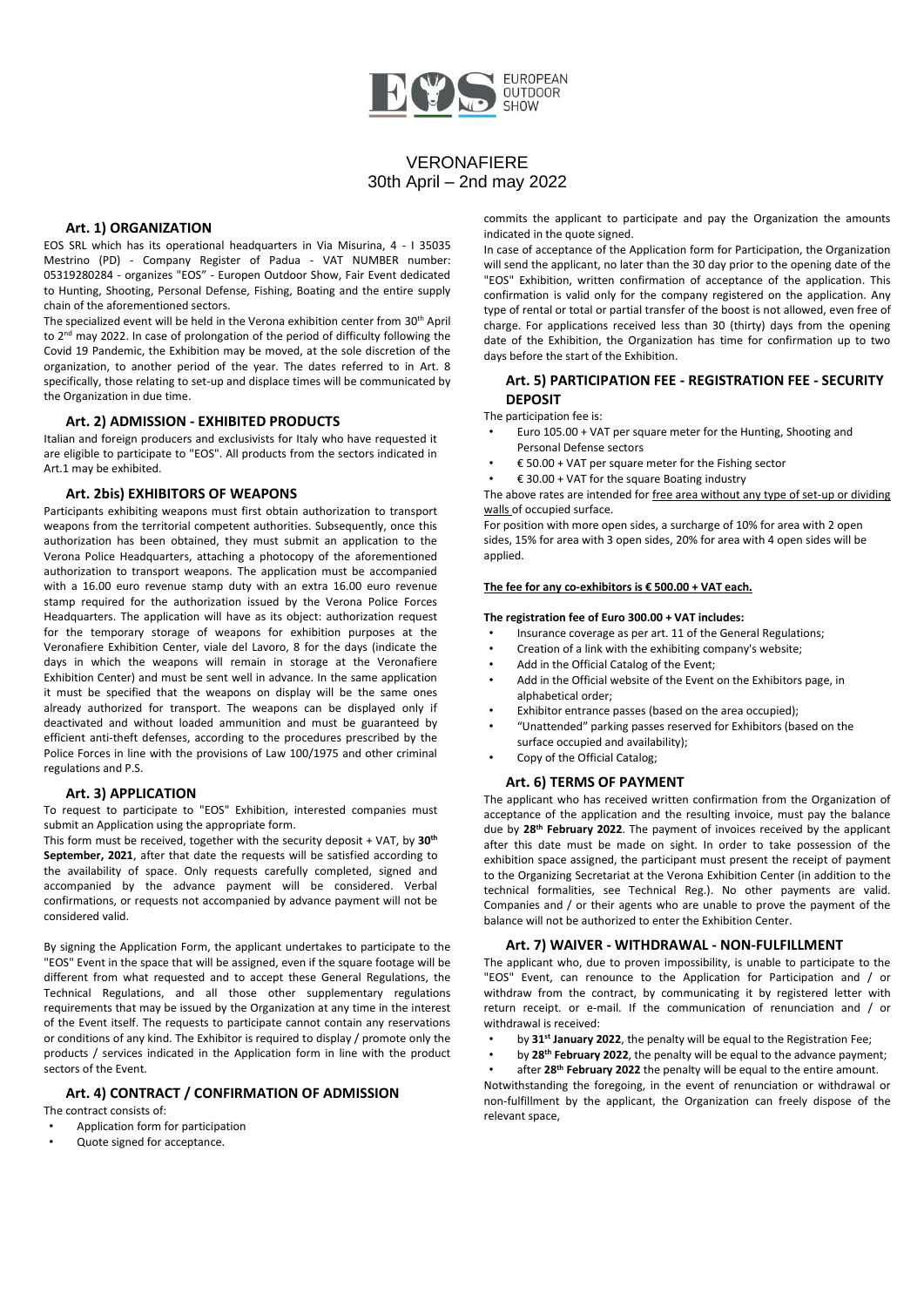VERONAFIERE
30th April – 2nd may 2022

### Art. 1) ORGANIZATION

EOS SRL which has its operational headquarters in Via Misurina, 4 - I 35035 Mestrino (PD) - Company Register of Padua - VAT NUMBER number: 05319280284 - organizes "EOS" - Europen Outdoor Show, Fair Event dedicated to Hunting, Shooting, Personal Defense, Fishing, Boating and the entire supply chain of the aforementioned sectors.

The specialized event will be held in the Verona exhibition center from 30th April to 2nd may 2022. In case of prolongation of the period of difficulty following the Covid 19 Pandemic, the Exhibition may be moved, at the sole discretion of the organization, to another period of the year. The dates referred to in Art. 8 specifically, those relating to set-up and displace times will be communicated by the Organization in due time.

### Art. 2) ADMISSION - EXHIBITED PRODUCTS

Italian and foreign producers and exclusivists for Italy who have requested it are eligible to participate to "EOS". All products from the sectors indicated in Art.1 may be exhibited.

### Art. 2bis) EXHIBITORS OF WEAPONS

Participants exhibiting weapons must first obtain authorization to transport weapons from the territorial competent authorities. Subsequently, once this authorization has been obtained, they must submit an application to the Verona Police Headquarters, attaching a photocopy of the aforementioned authorization to transport weapons. The application must be accompanied with a 16.00 euro revenue stamp duty with an extra 16.00 euro revenue stamp required for the authorization issued by the Verona Police Forces Headquarters. The application will have as its object: authorization request for the temporary storage of weapons for exhibition purposes at the Veronafiere Exhibition Center, viale del Lavoro, 8 for the days (indicate the days in which the weapons will remain in storage at the Veronafiere Exhibition Center) and must be sent well in advance. In the same application it must be specified that the weapons on display will be the same ones already authorized for transport. The weapons can be displayed only if deactivated and without loaded ammunition and must be guaranteed by efficient anti-theft defenses, according to the procedures prescribed by the Police Forces in line with the provisions of Law 100/1975 and other criminal regulations and P.S.

### Art. 3) APPLICATION

To request to participate to "EOS" Exhibition, interested companies must submit an Application using the appropriate form.

This form must be received, together with the security deposit + VAT, by **30th September, 2021**, after that date the requests will be satisfied according to the availability of space. Only requests carefully completed, signed and accompanied by the advance payment will be considered. Verbal confirmations, or requests not accompanied by advance payment will not be considered valid.

By signing the Application Form, the applicant undertakes to participate to the "EOS" Event in the space that will be assigned, even if the square footage will be different from what requested and to accept these General Regulations, the Technical Regulations, and all those other supplementary regulations requirements that may be issued by the Organization at any time in the interest of the Event itself. The requests to participate cannot contain any reservations or conditions of any kind. The Exhibitor is required to display / promote only the products / services indicated in the Application form in line with the product sectors of the Event.

### Art. 4) CONTRACT / CONFIRMATION OF ADMISSION

The contract consists of:

- Application form for participation
- Quote signed for acceptance.

commits the applicant to participate and pay the Organization the amounts indicated in the quote signed.

In case of acceptance of the Application form for Participation, the Organization will send the applicant, no later than the 30 day prior to the opening date of the "EOS" Exhibition, written confirmation of acceptance of the application. This confirmation is valid only for the company registered on the application. Any type of rental or total or partial transfer of the boost is not allowed, even free of charge. For applications received less than 30 (thirty) days from the opening date of the Exhibition, the Organization has time for confirmation up to two days before the start of the Exhibition.

### Art. 5) PARTICIPATION FEE - REGISTRATION FEE - SECURITY DEPOSIT

The participation fee is:

- Euro 105.00 + VAT per square meter for the Hunting, Shooting and Personal Defense sectors
- € 50.00 + VAT per square meter for the Fishing sector
- € 30.00 + VAT for the square Boating industry

The above rates are intended for free area without any type of set-up or dividing walls of occupied surface.

For position with more open sides, a surcharge of 10% for area with 2 open sides, 15% for area with 3 open sides, 20% for area with 4 open sides will be applied.

**The fee for any co-exhibitors is € 500.00 + VAT each.**

**The registration fee of Euro 300.00 + VAT includes:**

- Insurance coverage as per art. 11 of the General Regulations;
- Creation of a link with the exhibiting company's website;
- Add in the Official Catalog of the Event;
- Add in the Official website of the Event on the Exhibitors page, in alphabetical order;
- Exhibitor entrance passes (based on the area occupied);
- "Unattended" parking passes reserved for Exhibitors (based on the surface occupied and availability);
- Copy of the Official Catalog;

### Art. 6) TERMS OF PAYMENT

The applicant who has received written confirmation from the Organization of acceptance of the application and the resulting invoice, must pay the balance due by **28th February 2022**. The payment of invoices received by the applicant after this date must be made on sight. In order to take possession of the exhibition space assigned, the participant must present the receipt of payment to the Organizing Secretariat at the Verona Exhibition Center (in addition to the technical formalities, see Technical Reg.). No other payments are valid. Companies and / or their agents who are unable to prove the payment of the balance will not be authorized to enter the Exhibition Center.

### Art. 7) WAIVER - WITHDRAWAL - NON-FULFILLMENT

The applicant who, due to proven impossibility, is unable to participate to the "EOS" Event, can renounce to the Application for Participation and / or withdraw from the contract, by communicating it by registered letter with return receipt. or e-mail. If the communication of renunciation and / or withdrawal is received:

- by **31st January 2022**, the penalty will be equal to the Registration Fee;
- by **28th February 2022**, the penalty will be equal to the advance payment;
- after **28th February 2022** the penalty will be equal to the entire amount.

Notwithstanding the foregoing, in the event of renunciation or withdrawal or non-fulfillment by the applicant, the Organization can freely dispose of the relevant space,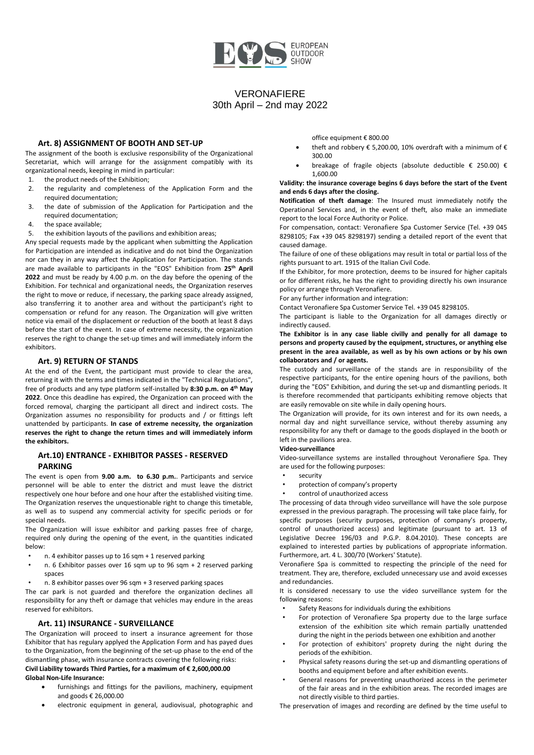VERONAFIERE
30th April – 2nd may 2022

### Art. 8) ASSIGNMENT OF BOOTH AND SET-UP

The assignment of the booth is exclusive responsibility of the Organizational Secretariat, which will arrange for the assignment compatibly with its organizational needs, keeping in mind in particular:

1. the product needs of the Exhibition;
2. the regularity and completeness of the Application Form and the required documentation;
3. the date of submission of the Application for Participation and the required documentation;
4. the space available;
5. the exhibition layouts of the pavilions and exhibition areas;

Any special requests made by the applicant when submitting the Application for Participation are intended as indicative and do not bind the Organization nor can they in any way affect the Application for Participation. The stands are made available to participants in the "EOS" Exhibition from **25th April 2022** and must be ready by 4.00 p.m. on the day before the opening of the Exhibition. For technical and organizational needs, the Organization reserves the right to move or reduce, if necessary, the parking space already assigned, also transferring it to another area and without the participant's right to compensation or refund for any reason. The Organization will give written notice via email of the displacement or reduction of the booth at least 8 days before the start of the event. In case of extreme necessity, the organization reserves the right to change the set-up times and will immediately inform the exhibitors.

### Art. 9) RETURN OF STANDS

At the end of the Event, the participant must provide to clear the area, returning it with the terms and times indicated in the "Technical Regulations", free of products and any type platform self-installed by **8:30 p.m. on 4th May 2022**. Once this deadline has expired, the Organization can proceed with the forced removal, charging the participant all direct and indirect costs. The Organization assumes no responsibility for products and / or fittings left unattended by participants. **In case of extreme necessity, the organization reserves the right to change the return times and will immediately inform the exhibitors.**

### Art.10) ENTRANCE - EXHIBITOR PASSES - RESERVED PARKING

The event is open from **9.00 a.m. to 6.30 p.m.**. Participants and service personnel will be able to enter the district and must leave the district respectively one hour before and one hour after the established visiting time. The Organization reserves the unquestionable right to change this timetable, as well as to suspend any commercial activity for specific periods or for special needs.

The Organization will issue exhibitor and parking passes free of charge, required only during the opening of the event, in the quantities indicated below:

- n. 4 exhibitor passes up to 16 sqm + 1 reserved parking
- n. 6 Exhibitor passes over 16 sqm up to 96 sqm + 2 reserved parking spaces
- n. 8 exhibitor passes over 96 sqm + 3 reserved parking spaces

The car park is not guarded and therefore the organization declines all responsibility for any theft or damage that vehicles may endure in the areas reserved for exhibitors.

### Art. 11) INSURANCE - SURVEILLANCE

The Organization will proceed to insert a insurance agreement for those Exhibitor that has regulary applyed the Application Form and has payed dues to the Organization, from the beginning of the set-up phase to the end of the dismantling phase, with insurance contracts covering the following risks:

**Civil Liability towards Third Parties, for a maximum of € 2,600,000.00**

**Global Non-Life Insurance:**

- furnishings and fittings for the pavilions, machinery, equipment and goods € 26,000.00
- electronic equipment in general, audiovisual, photographic and office equipment € 800.00
- theft and robbery € 5,200.00, 10% overdraft with a minimum of € 300.00
- breakage of fragile objects (absolute deductible € 250.00) € 1,600.00

**Validity: the insurance coverage begins 6 days before the start of the Event and ends 6 days after the closing.**

**Notification of theft damage**: The Insured must immediately notify the Operational Services and, in the event of theft, also make an immediate report to the local Force Authority or Police.

For compensation, contact: Veronafiere Spa Customer Service (Tel. +39 045 8298105; Fax +39 045 8298197) sending a detailed report of the event that caused damage.

The failure of one of these obligations may result in total or partial loss of the rights pursuant to art. 1915 of the Italian Civil Code.

If the Exhibitor, for more protection, deems to be insured for higher capitals or for different risks, he has the right to providing directly his own insurance policy or arrange through Veronafiere.

For any further information and integration:

Contact Veronafiere Spa Customer Service Tel. +39 045 8298105.

The participant is liable to the Organization for all damages directly or indirectly caused.

**The Exhibitor is in any case liable civilly and penally for all damage to persons and property caused by the equipment, structures, or anything else present in the area available, as well as by his own actions or by his own collaborators and / or agents.**

The custody and surveillance of the stands are in responsibility of the respective participants, for the entire opening hours of the pavilions, both during the "EOS" Exhibition, and during the set-up and dismantling periods. It is therefore recommended that participants exhibiting remove objects that are easily removable on site while in daily opening hours.

The Organization will provide, for its own interest and for its own needs, a normal day and night surveillance service, without thereby assuming any responsibility for any theft or damage to the goods displayed in the booth or left in the pavilions area.

**Video-surveillance**

Video-surveillance systems are installed throughout Veronafiere Spa. They are used for the following purposes:

- security
- protection of company's property
- control of unauthorized access

The processing of data through video surveillance will have the sole purpose expressed in the previous paragraph. The processing will take place fairly, for specific purposes (security purposes, protection of company's property, control of unauthorized access) and legitimate (pursuant to art. 13 of Legislative Decree 196/03 and P.G.P. 8.04.2010). These concepts are explained to interested parties by publications of appropriate information. Furthermore, art. 4 L. 300/70 (Workers' Statute).

Veronafiere Spa is committed to respecting the principle of the need for treatment. They are, therefore, excluded unnecessary use and avoid excesses and redundancies.

It is considered necessary to use the video surveillance system for the following reasons:

- Safety Reasons for individuals during the exhibitions
- For protection of Veronafiere Spa property due to the large surface extension of the exhibition site which remain partially unattended during the night in the periods between one exhibition and another
- For protection of exhibitors' proprety during the night during the periods of the exhibition.
- Physical safety reasons during the set-up and dismantling operations of booths and equipment before and after exhibition events.
- General reasons for preventing unauthorized access in the perimeter of the fair areas and in the exhibition areas. The recorded images are not directly visible to third parties.

The preservation of images and recording are defined by the time useful to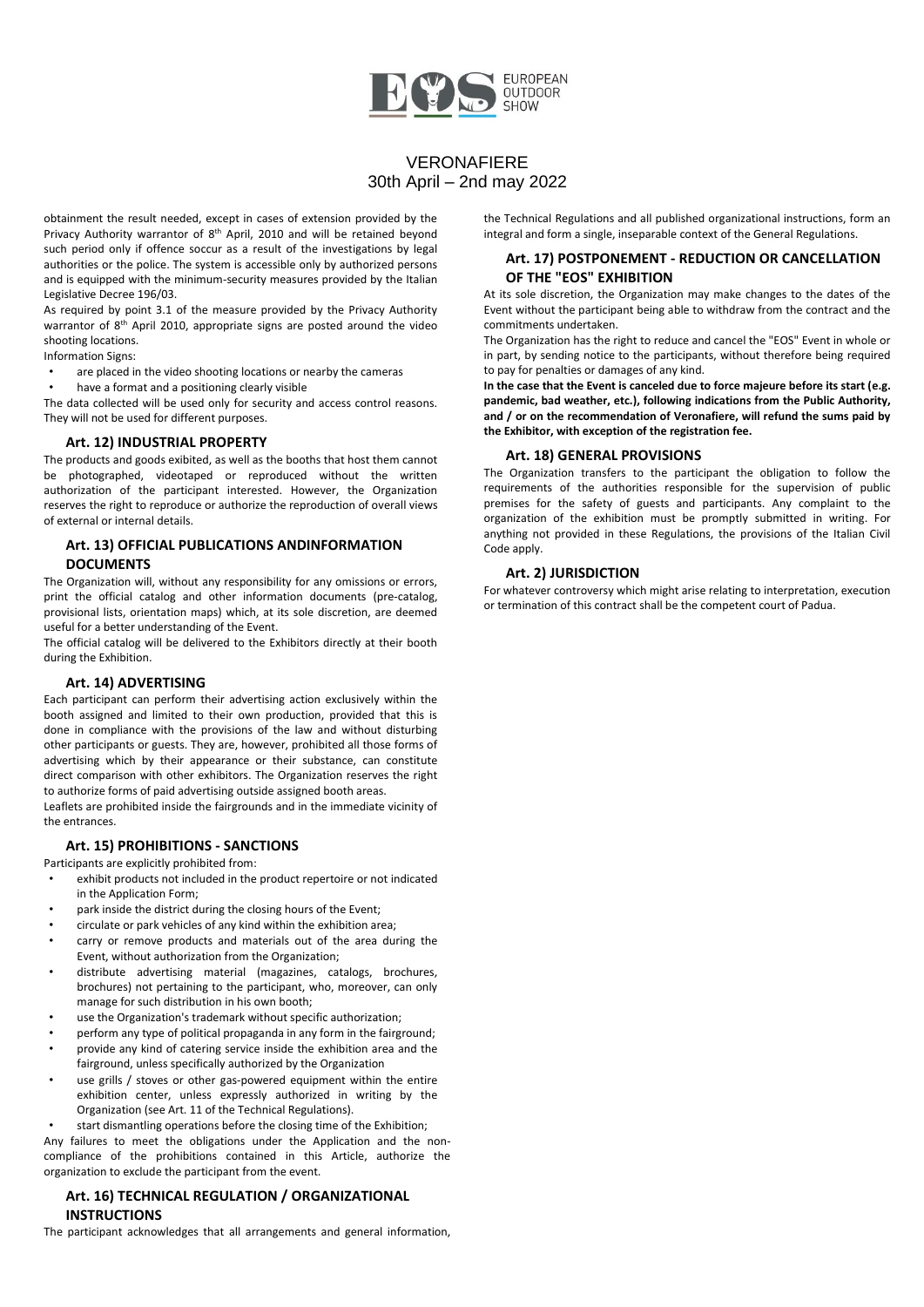obtainment the result needed, except in cases of extension provided by the Privacy Authority warrantor of 8th April, 2010 and will be retained beyond such period only if offence soccur as a result of the investigations by legal authorities or the police. The system is accessible only by authorized persons and is equipped with the minimum-security measures provided by the Italian Legislative Decree 196/03.

As required by point 3.1 of the measure provided by the Privacy Authority warrantor of 8th April 2010, appropriate signs are posted around the video shooting locations.

Information Signs:

- are placed in the video shooting locations or nearby the cameras
- have a format and a positioning clearly visible

The data collected will be used only for security and access control reasons. They will not be used for different purposes.

### Art. 12) INDUSTRIAL PROPERTY

The products and goods exibited, as well as the booths that host them cannot be photographed, videotaped or reproduced without the written authorization of the participant interested. However, the Organization reserves the right to reproduce or authorize the reproduction of overall views of external or internal details.

### Art. 13) OFFICIAL PUBLICATIONS ANDINFORMATION DOCUMENTS

The Organization will, without any responsibility for any omissions or errors, print the official catalog and other information documents (pre-catalog, provisional lists, orientation maps) which, at its sole discretion, are deemed useful for a better understanding of the Event.

The official catalog will be delivered to the Exhibitors directly at their booth during the Exhibition.

### Art. 14) ADVERTISING

Each participant can perform their advertising action exclusively within the booth assigned and limited to their own production, provided that this is done in compliance with the provisions of the law and without disturbing other participants or guests. They are, however, prohibited all those forms of advertising which by their appearance or their substance, can constitute direct comparison with other exhibitors. The Organization reserves the right to authorize forms of paid advertising outside assigned booth areas.

Leaflets are prohibited inside the fairgrounds and in the immediate vicinity of the entrances.

### Art. 15) PROHIBITIONS - SANCTIONS

Participants are explicitly prohibited from:

- exhibit products not included in the product repertoire or not indicated in the Application Form;
- park inside the district during the closing hours of the Event;
- circulate or park vehicles of any kind within the exhibition area;
- carry or remove products and materials out of the area during the Event, without authorization from the Organization;
- distribute advertising material (magazines, catalogs, brochures, brochures) not pertaining to the participant, who, moreover, can only manage for such distribution in his own booth;
- use the Organization's trademark without specific authorization;
- perform any type of political propaganda in any form in the fairground;
- provide any kind of catering service inside the exhibition area and the fairground, unless specifically authorized by the Organization
- use grills / stoves or other gas-powered equipment within the entire exhibition center, unless expressly authorized in writing by the Organization (see Art. 11 of the Technical Regulations).
- start dismantling operations before the closing time of the Exhibition;

Any failures to meet the obligations under the Application and the non-compliance of the prohibitions contained in this Article, authorize the organization to exclude the participant from the event.

### Art. 16) TECHNICAL REGULATION / ORGANIZATIONAL INSTRUCTIONS

The participant acknowledges that all arrangements and general information, the Technical Regulations and all published organizational instructions, form an integral and form a single, inseparable context of the General Regulations.

### Art. 17) POSTPONEMENT - REDUCTION OR CANCELLATION OF THE "EOS" EXHIBITION

At its sole discretion, the Organization may make changes to the dates of the Event without the participant being able to withdraw from the contract and the commitments undertaken.

The Organization has the right to reduce and cancel the "EOS" Event in whole or in part, by sending notice to the participants, without therefore being required to pay for penalties or damages of any kind.

**In the case that the Event is canceled due to force majeure before its start (e.g. pandemic, bad weather, etc.), following indications from the Public Authority, and / or on the recommendation of Veronafiere, will refund the sums paid by the Exhibitor, with exception of the registration fee.**

### Art. 18) GENERAL PROVISIONS

The Organization transfers to the participant the obligation to follow the requirements of the authorities responsible for the supervision of public premises for the safety of guests and participants. Any complaint to the organization of the exhibition must be promptly submitted in writing. For anything not provided in these Regulations, the provisions of the Italian Civil Code apply.

### Art. 2) JURISDICTION

For whatever controversy which might arise relating to interpretation, execution or termination of this contract shall be the competent court of Padua.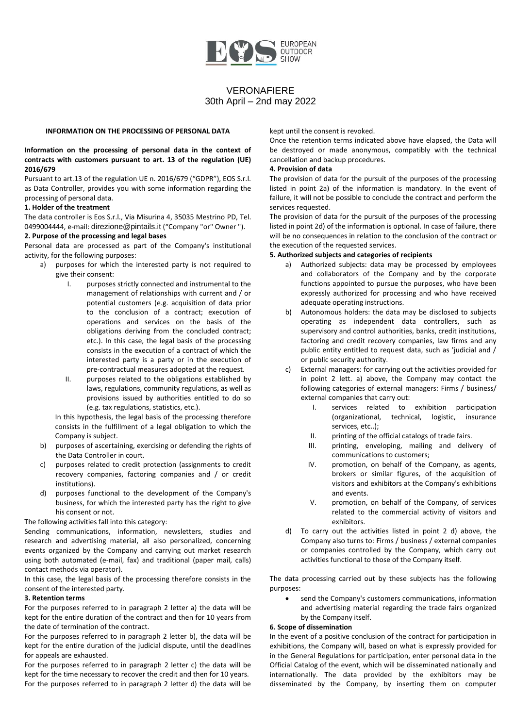EUROPEAN OUTDOOR SHOW

VERONAFIERE
30th April – 2nd may 2022

**INFORMATION ON THE PROCESSING OF PERSONAL DATA**

**Information on the processing of personal data in the context of contracts with customers pursuant to art. 13 of the regulation (UE) 2016/679**

Pursuant to art.13 of the regulation UE n. 2016/679 ("GDPR"), EOS S.r.l. as Data Controller, provides you with some information regarding the processing of personal data.

**1. Holder of the treatment**

The data controller is Eos S.r.l., Via Misurina 4, 35035 Mestrino PD, Tel. 0499004444, e-mail: direzione@pintails.it ("Company "or" Owner ").

**2. Purpose of the processing and legal bases**

Personal data are processed as part of the Company's institutional activity, for the following purposes:

a) purposes for which the interested party is not required to give their consent:
   I. purposes strictly connected and instrumental to the management of relationships with current and / or potential customers (e.g. acquisition of data prior to the conclusion of a contract; execution of operations and services on the basis of the obligations deriving from the concluded contract; etc.). In this case, the legal basis of the processing consists in the execution of a contract of which the interested party is a party or in the execution of pre-contractual measures adopted at the request.
   II. purposes related to the obligations established by laws, regulations, community regulations, as well as provisions issued by authorities entitled to do so (e.g. tax regulations, statistics, etc.).

   In this hypothesis, the legal basis of the processing therefore consists in the fulfillment of a legal obligation to which the Company is subject.

b) purposes of ascertaining, exercising or defending the rights of the Data Controller in court.
c) purposes related to credit protection (assignments to credit recovery companies, factoring companies and / or credit institutions).
d) purposes functional to the development of the Company's business, for which the interested party has the right to give his consent or not.

The following activities fall into this category:

Sending communications, information, newsletters, studies and research and advertising material, all also personalized, concerning events organized by the Company and carrying out market research using both automated (e-mail, fax) and traditional (paper mail, calls) contact methods via operator).

In this case, the legal basis of the processing therefore consists in the consent of the interested party.

**3. Retention terms**

For the purposes referred to in paragraph 2 letter a) the data will be kept for the entire duration of the contract and then for 10 years from the date of termination of the contract.

For the purposes referred to in paragraph 2 letter b), the data will be kept for the entire duration of the judicial dispute, until the deadlines for appeals are exhausted.

For the purposes referred to in paragraph 2 letter c) the data will be kept for the time necessary to recover the credit and then for 10 years.

For the purposes referred to in paragraph 2 letter d) the data will be kept until the consent is revoked.

Once the retention terms indicated above have elapsed, the Data will be destroyed or made anonymous, compatibly with the technical cancellation and backup procedures.

**4. Provision of data**

The provision of data for the pursuit of the purposes of the processing listed in point 2a) of the information is mandatory. In the event of failure, it will not be possible to conclude the contract and perform the services requested.

The provision of data for the pursuit of the purposes of the processing listed in point 2d) of the information is optional. In case of failure, there will be no consequences in relation to the conclusion of the contract or the execution of the requested services.

**5. Authorized subjects and categories of recipients**

a) Authorized subjects: data may be processed by employees and collaborators of the Company and by the corporate functions appointed to pursue the purposes, who have been expressly authorized for processing and who have received adequate operating instructions.
b) Autonomous holders: the data may be disclosed to subjects operating as independent data controllers, such as supervisory and control authorities, banks, credit institutions, factoring and credit recovery companies, law firms and any public entity entitled to request data, such as 'judicial and / or public security authority.
c) External managers: for carrying out the activities provided for in point 2 lett. a) above, the Company may contact the following categories of external managers: Firms / business/ external companies that carry out:
   I. services related to exhibition participation (organizational, technical, logistic, insurance services, etc..);
   II. printing of the official catalogs of trade fairs.
   III. printing, enveloping, mailing and delivery of communications to customers;
   IV. promotion, on behalf of the Company, as agents, brokers or similar figures, of the acquisition of visitors and exhibitors at the Company's exhibitions and events.
   V. promotion, on behalf of the Company, of services related to the commercial activity of visitors and exhibitors.
d) To carry out the activities listed in point 2 d) above, the Company also turns to: Firms / business / external companies or companies controlled by the Company, which carry out activities functional to those of the Company itself.

The data processing carried out by these subjects has the following purposes:

- send the Company's customers communications, information and advertising material regarding the trade fairs organized by the Company itself.

**6. Scope of dissemination**

In the event of a positive conclusion of the contract for participation in exhibitions, the Company will, based on what is expressly provided for in the General Regulations for participation, enter personal data in the Official Catalog of the event, which will be disseminated nationally and internationally. The data provided by the exhibitors may be disseminated by the Company, by inserting them on computer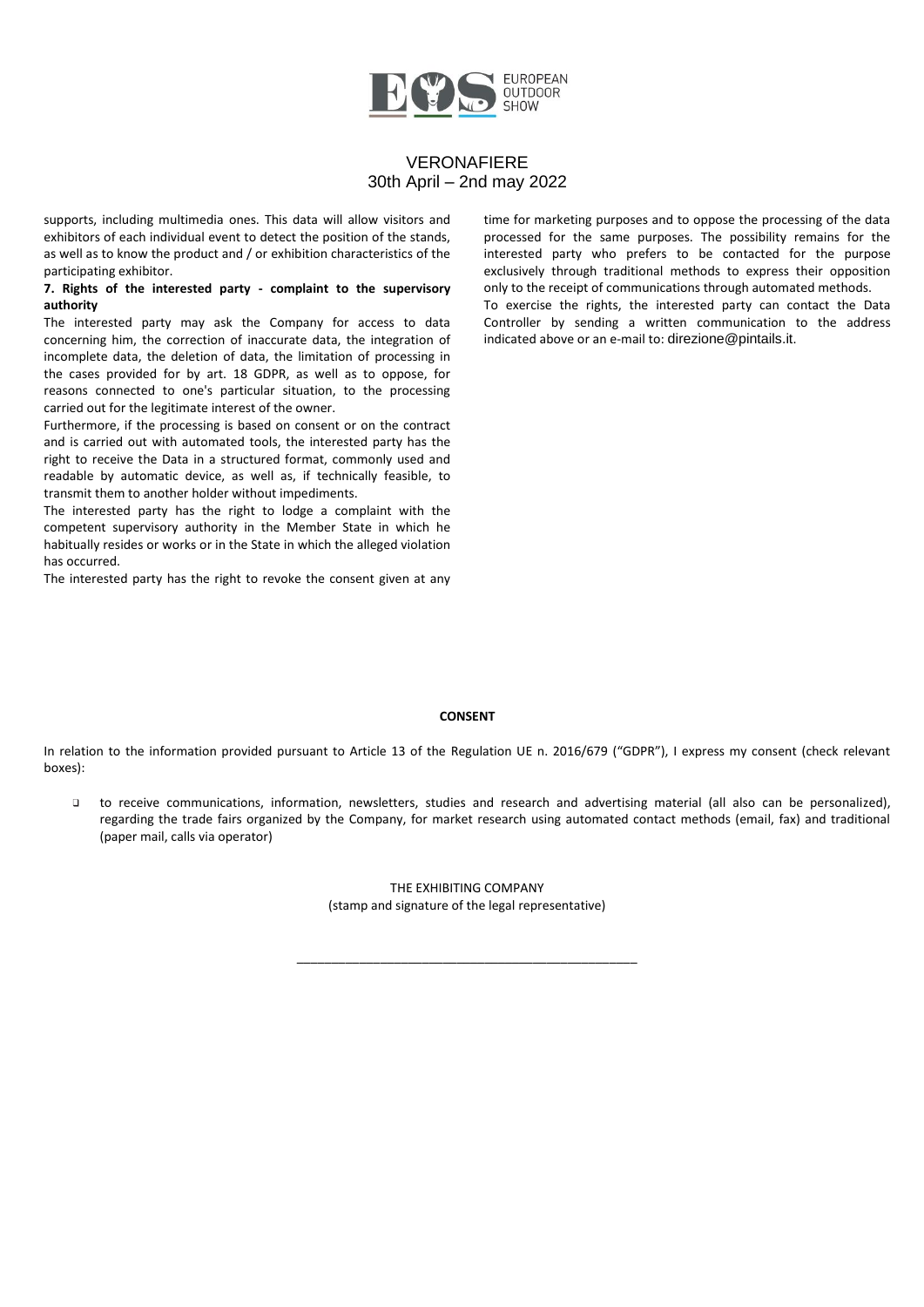supports, including multimedia ones. This data will allow visitors and exhibitors of each individual event to detect the position of the stands, as well as to know the product and / or exhibition characteristics of the participating exhibitor.

**7. Rights of the interested party - complaint to the supervisory authority**

The interested party may ask the Company for access to data concerning him, the correction of inaccurate data, the integration of incomplete data, the deletion of data, the limitation of processing in the cases provided for by art. 18 GDPR, as well as to oppose, for reasons connected to one's particular situation, to the processing carried out for the legitimate interest of the owner.

Furthermore, if the processing is based on consent or on the contract and is carried out with automated tools, the interested party has the right to receive the Data in a structured format, commonly used and readable by automatic device, as well as, if technically feasible, to transmit them to another holder without impediments.

The interested party has the right to lodge a complaint with the competent supervisory authority in the Member State in which he habitually resides or works or in the State in which the alleged violation has occurred.

The interested party has the right to revoke the consent given at any time for marketing purposes and to oppose the processing of the data processed for the same purposes. The possibility remains for the interested party who prefers to be contacted for the purpose exclusively through traditional methods to express their opposition only to the receipt of communications through automated methods.

To exercise the rights, the interested party can contact the Data Controller by sending a written communication to the address indicated above or an e-mail to: direzione@pintails.it.

**CONSENT**

In relation to the information provided pursuant to Article 13 of the Regulation UE n. 2016/679 ("GDPR"), I express my consent (check relevant boxes):

- ❑ to receive communications, information, newsletters, studies and research and advertising material (all also can be personalized), regarding the trade fairs organized by the Company, for market research using automated contact methods (email, fax) and traditional (paper mail, calls via operator)

THE EXHIBITING COMPANY
(stamp and signature of the legal representative)

\_\_\_\_\_\_\_\_\_\_\_\_\_\_\_\_\_\_\_\_\_\_\_\_\_\_\_\_\_\_\_\_\_\_\_\_\_\_\_\_\_\_\_\_\_\_\_\_